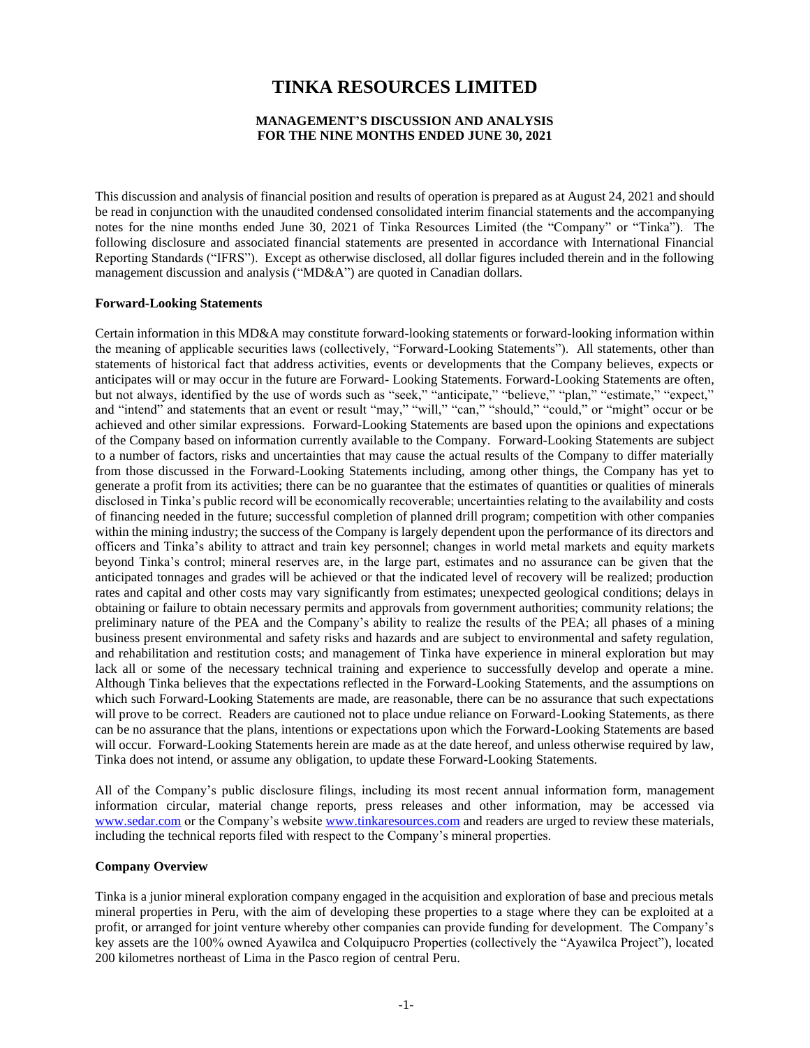# TINKA RESOURCES LIMITED

## MANAGEMENT'S DISCUSSION AND ANALYSIS
## FOR THE NINE MONTHS ENDED JUNE 30, 2021

This discussion and analysis of financial position and results of operation is prepared as at August 24, 2021 and should be read in conjunction with the unaudited condensed consolidated interim financial statements and the accompanying notes for the nine months ended June 30, 2021 of Tinka Resources Limited (the "Company" or "Tinka"). The following disclosure and associated financial statements are presented in accordance with International Financial Reporting Standards ("IFRS"). Except as otherwise disclosed, all dollar figures included therein and in the following management discussion and analysis ("MD&A") are quoted in Canadian dollars.

**Forward-Looking Statements**

Certain information in this MD&A may constitute forward-looking statements or forward-looking information within the meaning of applicable securities laws (collectively, "Forward-Looking Statements"). All statements, other than statements of historical fact that address activities, events or developments that the Company believes, expects or anticipates will or may occur in the future are Forward- Looking Statements. Forward-Looking Statements are often, but not always, identified by the use of words such as "seek," "anticipate," "believe," "plan," "estimate," "expect," and "intend" and statements that an event or result "may," "will," "can," "should," "could," or "might" occur or be achieved and other similar expressions. Forward-Looking Statements are based upon the opinions and expectations of the Company based on information currently available to the Company. Forward-Looking Statements are subject to a number of factors, risks and uncertainties that may cause the actual results of the Company to differ materially from those discussed in the Forward-Looking Statements including, among other things, the Company has yet to generate a profit from its activities; there can be no guarantee that the estimates of quantities or qualities of minerals disclosed in Tinka's public record will be economically recoverable; uncertainties relating to the availability and costs of financing needed in the future; successful completion of planned drill program; competition with other companies within the mining industry; the success of the Company is largely dependent upon the performance of its directors and officers and Tinka's ability to attract and train key personnel; changes in world metal markets and equity markets beyond Tinka's control; mineral reserves are, in the large part, estimates and no assurance can be given that the anticipated tonnages and grades will be achieved or that the indicated level of recovery will be realized; production rates and capital and other costs may vary significantly from estimates; unexpected geological conditions; delays in obtaining or failure to obtain necessary permits and approvals from government authorities; community relations; the preliminary nature of the PEA and the Company's ability to realize the results of the PEA; all phases of a mining business present environmental and safety risks and hazards and are subject to environmental and safety regulation, and rehabilitation and restitution costs; and management of Tinka have experience in mineral exploration but may lack all or some of the necessary technical training and experience to successfully develop and operate a mine. Although Tinka believes that the expectations reflected in the Forward-Looking Statements, and the assumptions on which such Forward-Looking Statements are made, are reasonable, there can be no assurance that such expectations will prove to be correct. Readers are cautioned not to place undue reliance on Forward-Looking Statements, as there can be no assurance that the plans, intentions or expectations upon which the Forward-Looking Statements are based will occur. Forward-Looking Statements herein are made as at the date hereof, and unless otherwise required by law, Tinka does not intend, or assume any obligation, to update these Forward-Looking Statements.

All of the Company's public disclosure filings, including its most recent annual information form, management information circular, material change reports, press releases and other information, may be accessed via www.sedar.com or the Company's website www.tinkaresources.com and readers are urged to review these materials, including the technical reports filed with respect to the Company's mineral properties.

**Company Overview**

Tinka is a junior mineral exploration company engaged in the acquisition and exploration of base and precious metals mineral properties in Peru, with the aim of developing these properties to a stage where they can be exploited at a profit, or arranged for joint venture whereby other companies can provide funding for development. The Company's key assets are the 100% owned Ayawilca and Colquipucro Properties (collectively the "Ayawilca Project"), located 200 kilometres northeast of Lima in the Pasco region of central Peru.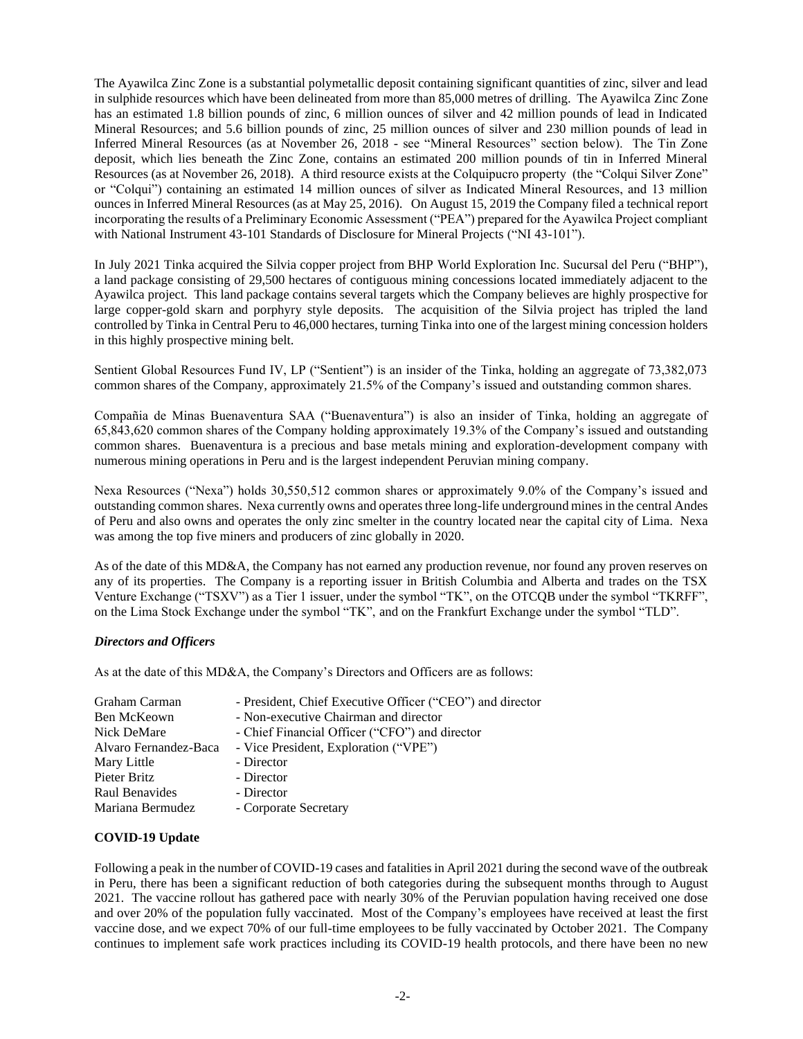The Ayawilca Zinc Zone is a substantial polymetallic deposit containing significant quantities of zinc, silver and lead in sulphide resources which have been delineated from more than 85,000 metres of drilling. The Ayawilca Zinc Zone has an estimated 1.8 billion pounds of zinc, 6 million ounces of silver and 42 million pounds of lead in Indicated Mineral Resources; and 5.6 billion pounds of zinc, 25 million ounces of silver and 230 million pounds of lead in Inferred Mineral Resources (as at November 26, 2018 - see "Mineral Resources" section below). The Tin Zone deposit, which lies beneath the Zinc Zone, contains an estimated 200 million pounds of tin in Inferred Mineral Resources (as at November 26, 2018). A third resource exists at the Colquipucro property (the "Colqui Silver Zone" or "Colqui") containing an estimated 14 million ounces of silver as Indicated Mineral Resources, and 13 million ounces in Inferred Mineral Resources (as at May 25, 2016). On August 15, 2019 the Company filed a technical report incorporating the results of a Preliminary Economic Assessment ("PEA") prepared for the Ayawilca Project compliant with National Instrument 43-101 Standards of Disclosure for Mineral Projects ("NI 43-101").

In July 2021 Tinka acquired the Silvia copper project from BHP World Exploration Inc. Sucursal del Peru ("BHP"), a land package consisting of 29,500 hectares of contiguous mining concessions located immediately adjacent to the Ayawilca project. This land package contains several targets which the Company believes are highly prospective for large copper-gold skarn and porphyry style deposits. The acquisition of the Silvia project has tripled the land controlled by Tinka in Central Peru to 46,000 hectares, turning Tinka into one of the largest mining concession holders in this highly prospective mining belt.

Sentient Global Resources Fund IV, LP ("Sentient") is an insider of the Tinka, holding an aggregate of 73,382,073 common shares of the Company, approximately 21.5% of the Company's issued and outstanding common shares.

Compañia de Minas Buenaventura SAA ("Buenaventura") is also an insider of Tinka, holding an aggregate of 65,843,620 common shares of the Company holding approximately 19.3% of the Company's issued and outstanding common shares. Buenaventura is a precious and base metals mining and exploration-development company with numerous mining operations in Peru and is the largest independent Peruvian mining company.

Nexa Resources ("Nexa") holds 30,550,512 common shares or approximately 9.0% of the Company's issued and outstanding common shares. Nexa currently owns and operates three long-life underground mines in the central Andes of Peru and also owns and operates the only zinc smelter in the country located near the capital city of Lima. Nexa was among the top five miners and producers of zinc globally in 2020.

As of the date of this MD&A, the Company has not earned any production revenue, nor found any proven reserves on any of its properties. The Company is a reporting issuer in British Columbia and Alberta and trades on the TSX Venture Exchange ("TSXV") as a Tier 1 issuer, under the symbol "TK", on the OTCQB under the symbol "TKRFF", on the Lima Stock Exchange under the symbol "TK", and on the Frankfurt Exchange under the symbol "TLD".

### *Directors and Officers*

As at the date of this MD&A, the Company's Directors and Officers are as follows:

| | |
|---|---|
| Graham Carman | - President, Chief Executive Officer ("CEO") and director |
| Ben McKeown | - Non-executive Chairman and director |
| Nick DeMare | - Chief Financial Officer ("CFO") and director |
| Alvaro Fernandez-Baca | - Vice President, Exploration ("VPE") |
| Mary Little | - Director |
| Pieter Britz | - Director |
| Raul Benavides | - Director |
| Mariana Bermudez | - Corporate Secretary |

### **COVID-19 Update**

Following a peak in the number of COVID-19 cases and fatalities in April 2021 during the second wave of the outbreak in Peru, there has been a significant reduction of both categories during the subsequent months through to August 2021. The vaccine rollout has gathered pace with nearly 30% of the Peruvian population having received one dose and over 20% of the population fully vaccinated. Most of the Company's employees have received at least the first vaccine dose, and we expect 70% of our full-time employees to be fully vaccinated by October 2021. The Company continues to implement safe work practices including its COVID-19 health protocols, and there have been no new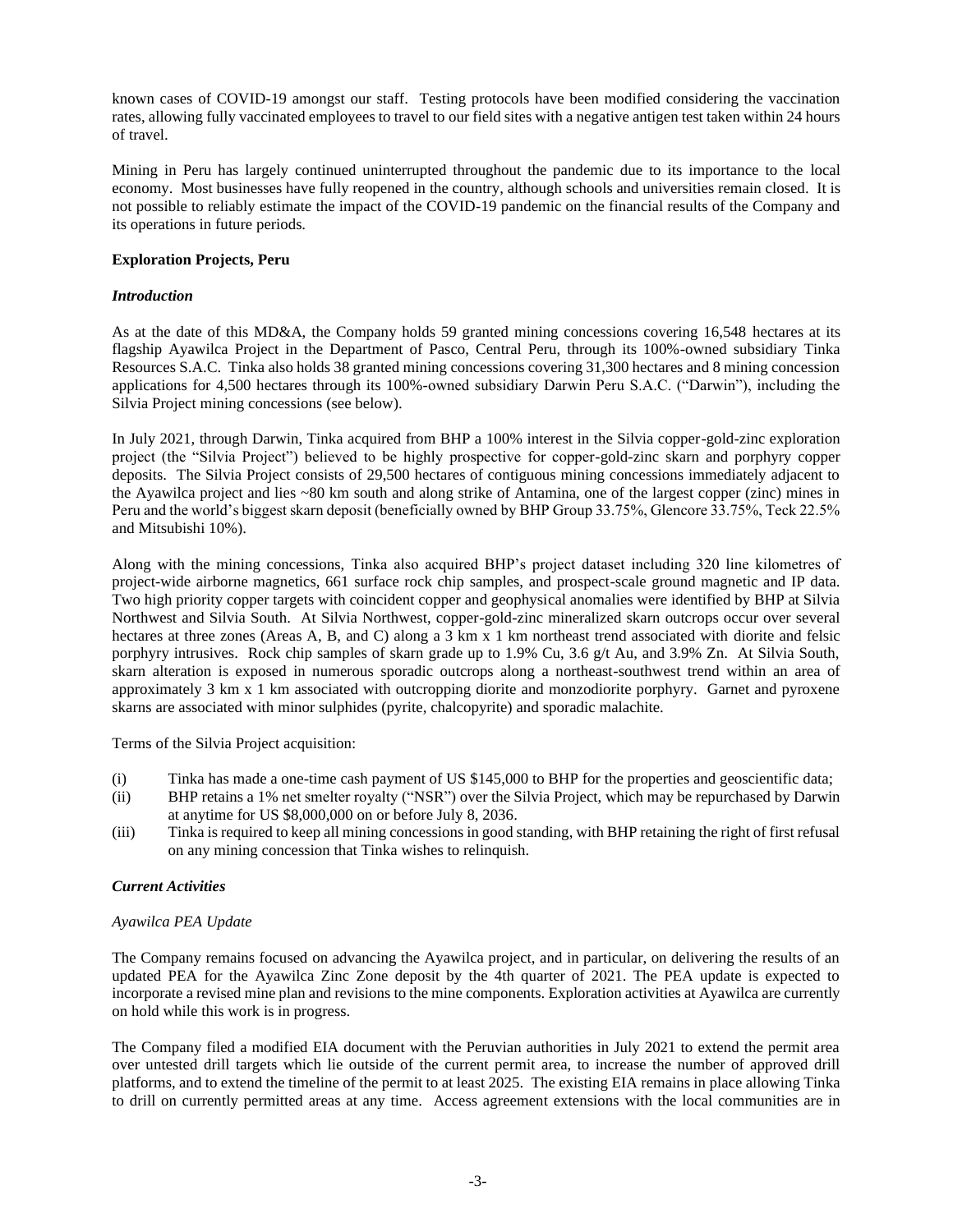known cases of COVID-19 amongst our staff. Testing protocols have been modified considering the vaccination rates, allowing fully vaccinated employees to travel to our field sites with a negative antigen test taken within 24 hours of travel.

Mining in Peru has largely continued uninterrupted throughout the pandemic due to its importance to the local economy. Most businesses have fully reopened in the country, although schools and universities remain closed. It is not possible to reliably estimate the impact of the COVID-19 pandemic on the financial results of the Company and its operations in future periods.

**Exploration Projects, Peru**

***Introduction***

As at the date of this MD&A, the Company holds 59 granted mining concessions covering 16,548 hectares at its flagship Ayawilca Project in the Department of Pasco, Central Peru, through its 100%-owned subsidiary Tinka Resources S.A.C. Tinka also holds 38 granted mining concessions covering 31,300 hectares and 8 mining concession applications for 4,500 hectares through its 100%-owned subsidiary Darwin Peru S.A.C. ("Darwin"), including the Silvia Project mining concessions (see below).

In July 2021, through Darwin, Tinka acquired from BHP a 100% interest in the Silvia copper-gold-zinc exploration project (the "Silvia Project") believed to be highly prospective for copper-gold-zinc skarn and porphyry copper deposits. The Silvia Project consists of 29,500 hectares of contiguous mining concessions immediately adjacent to the Ayawilca project and lies ~80 km south and along strike of Antamina, one of the largest copper (zinc) mines in Peru and the world's biggest skarn deposit (beneficially owned by BHP Group 33.75%, Glencore 33.75%, Teck 22.5% and Mitsubishi 10%).

Along with the mining concessions, Tinka also acquired BHP's project dataset including 320 line kilometres of project-wide airborne magnetics, 661 surface rock chip samples, and prospect-scale ground magnetic and IP data. Two high priority copper targets with coincident copper and geophysical anomalies were identified by BHP at Silvia Northwest and Silvia South. At Silvia Northwest, copper-gold-zinc mineralized skarn outcrops occur over several hectares at three zones (Areas A, B, and C) along a 3 km x 1 km northeast trend associated with diorite and felsic porphyry intrusives. Rock chip samples of skarn grade up to 1.9% Cu, 3.6 g/t Au, and 3.9% Zn. At Silvia South, skarn alteration is exposed in numerous sporadic outcrops along a northeast-southwest trend within an area of approximately 3 km x 1 km associated with outcropping diorite and monzodiorite porphyry. Garnet and pyroxene skarns are associated with minor sulphides (pyrite, chalcopyrite) and sporadic malachite.

Terms of the Silvia Project acquisition:

(i) Tinka has made a one-time cash payment of US $145,000 to BHP for the properties and geoscientific data;
(ii) BHP retains a 1% net smelter royalty ("NSR") over the Silvia Project, which may be repurchased by Darwin at anytime for US $8,000,000 on or before July 8, 2036.
(iii) Tinka is required to keep all mining concessions in good standing, with BHP retaining the right of first refusal on any mining concession that Tinka wishes to relinquish.

***Current Activities***

*Ayawilca PEA Update*

The Company remains focused on advancing the Ayawilca project, and in particular, on delivering the results of an updated PEA for the Ayawilca Zinc Zone deposit by the 4th quarter of 2021. The PEA update is expected to incorporate a revised mine plan and revisions to the mine components. Exploration activities at Ayawilca are currently on hold while this work is in progress.

The Company filed a modified EIA document with the Peruvian authorities in July 2021 to extend the permit area over untested drill targets which lie outside of the current permit area, to increase the number of approved drill platforms, and to extend the timeline of the permit to at least 2025. The existing EIA remains in place allowing Tinka to drill on currently permitted areas at any time. Access agreement extensions with the local communities are in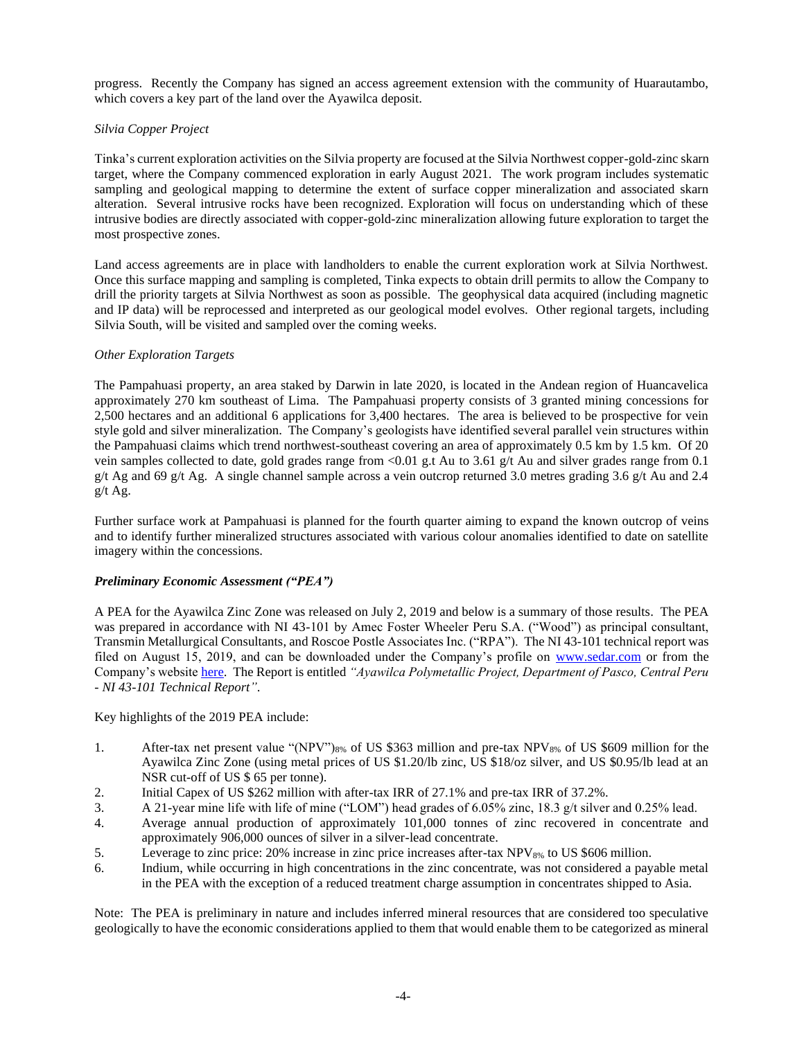progress. Recently the Company has signed an access agreement extension with the community of Huarautambo, which covers a key part of the land over the Ayawilca deposit.

*Silvia Copper Project*

Tinka's current exploration activities on the Silvia property are focused at the Silvia Northwest copper-gold-zinc skarn target, where the Company commenced exploration in early August 2021. The work program includes systematic sampling and geological mapping to determine the extent of surface copper mineralization and associated skarn alteration. Several intrusive rocks have been recognized. Exploration will focus on understanding which of these intrusive bodies are directly associated with copper-gold-zinc mineralization allowing future exploration to target the most prospective zones.

Land access agreements are in place with landholders to enable the current exploration work at Silvia Northwest. Once this surface mapping and sampling is completed, Tinka expects to obtain drill permits to allow the Company to drill the priority targets at Silvia Northwest as soon as possible. The geophysical data acquired (including magnetic and IP data) will be reprocessed and interpreted as our geological model evolves. Other regional targets, including Silvia South, will be visited and sampled over the coming weeks.

*Other Exploration Targets*

The Pampahuasi property, an area staked by Darwin in late 2020, is located in the Andean region of Huancavelica approximately 270 km southeast of Lima. The Pampahuasi property consists of 3 granted mining concessions for 2,500 hectares and an additional 6 applications for 3,400 hectares. The area is believed to be prospective for vein style gold and silver mineralization. The Company's geologists have identified several parallel vein structures within the Pampahuasi claims which trend northwest-southeast covering an area of approximately 0.5 km by 1.5 km. Of 20 vein samples collected to date, gold grades range from <0.01 g.t Au to 3.61 g/t Au and silver grades range from 0.1 g/t Ag and 69 g/t Ag. A single channel sample across a vein outcrop returned 3.0 metres grading 3.6 g/t Au and 2.4 g/t Ag.

Further surface work at Pampahuasi is planned for the fourth quarter aiming to expand the known outcrop of veins and to identify further mineralized structures associated with various colour anomalies identified to date on satellite imagery within the concessions.

***Preliminary Economic Assessment ("PEA")***

A PEA for the Ayawilca Zinc Zone was released on July 2, 2019 and below is a summary of those results. The PEA was prepared in accordance with NI 43-101 by Amec Foster Wheeler Peru S.A. ("Wood") as principal consultant, Transmin Metallurgical Consultants, and Roscoe Postle Associates Inc. ("RPA"). The NI 43-101 technical report was filed on August 15, 2019, and can be downloaded under the Company's profile on [www.sedar.com](www.sedar.com) or from the Company's website here. The Report is entitled *"Ayawilca Polymetallic Project, Department of Pasco, Central Peru - NI 43-101 Technical Report"*.

Key highlights of the 2019 PEA include:

1. After-tax net present value "(NPV")$_{8\%}$ of US \$363 million and pre-tax NPV$_{8\%}$ of US \$609 million for the Ayawilca Zinc Zone (using metal prices of US \$1.20/lb zinc, US \$18/oz silver, and US \$0.95/lb lead at an NSR cut-off of US \$ 65 per tonne).
2. Initial Capex of US \$262 million with after-tax IRR of 27.1% and pre-tax IRR of 37.2%.
3. A 21-year mine life with life of mine ("LOM") head grades of 6.05% zinc, 18.3 g/t silver and 0.25% lead.
4. Average annual production of approximately 101,000 tonnes of zinc recovered in concentrate and approximately 906,000 ounces of silver in a silver-lead concentrate.
5. Leverage to zinc price: 20% increase in zinc price increases after-tax NPV$_{8\%}$ to US \$606 million.
6. Indium, while occurring in high concentrations in the zinc concentrate, was not considered a payable metal in the PEA with the exception of a reduced treatment charge assumption in concentrates shipped to Asia.

Note: The PEA is preliminary in nature and includes inferred mineral resources that are considered too speculative geologically to have the economic considerations applied to them that would enable them to be categorized as mineral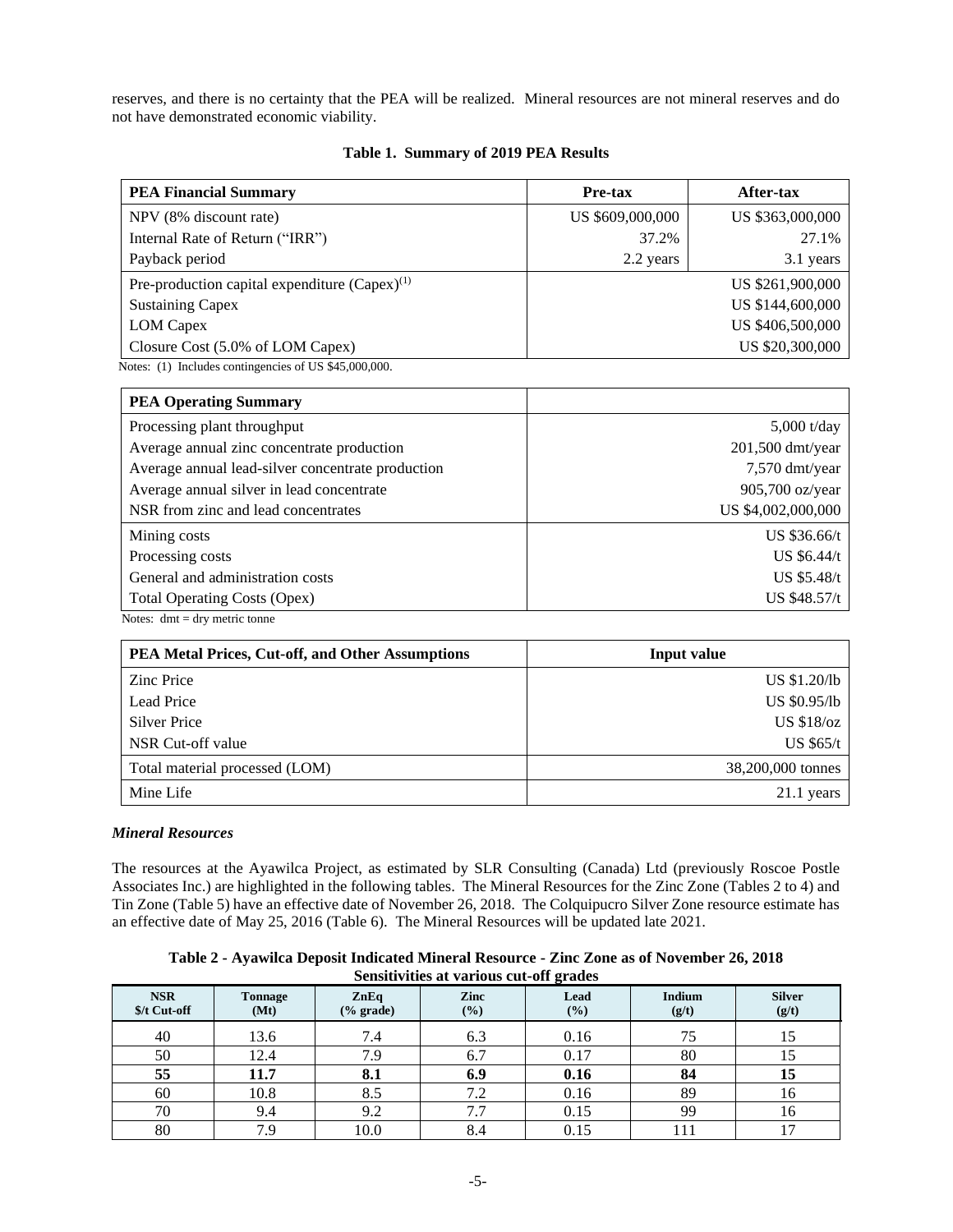reserves, and there is no certainty that the PEA will be realized. Mineral resources are not mineral reserves and do not have demonstrated economic viability.

**Table 1. Summary of 2019 PEA Results**

| PEA Financial Summary | Pre-tax | After-tax |
|---|---|---|
| NPV (8% discount rate) | US $609,000,000 | US $363,000,000 |
| Internal Rate of Return ("IRR") | 37.2% | 27.1% |
| Payback period | 2.2 years | 3.1 years |
| Pre-production capital expenditure (Capex)(1) | | US $261,900,000 |
| Sustaining Capex | | US $144,600,000 |
| LOM Capex | | US $406,500,000 |
| Closure Cost (5.0% of LOM Capex) | | US $20,300,000 |

Notes: (1) Includes contingencies of US $45,000,000.

| PEA Operating Summary | |
|---|---|
| Processing plant throughput | 5,000 t/day |
| Average annual zinc concentrate production | 201,500 dmt/year |
| Average annual lead-silver concentrate production | 7,570 dmt/year |
| Average annual silver in lead concentrate | 905,700 oz/year |
| NSR from zinc and lead concentrates | US $4,002,000,000 |
| Mining costs | US $36.66/t |
| Processing costs | US $6.44/t |
| General and administration costs | US $5.48/t |
| Total Operating Costs (Opex) | US $48.57/t |

Notes: dmt = dry metric tonne

| PEA Metal Prices, Cut-off, and Other Assumptions | Input value |
|---|---|
| Zinc Price | US $1.20/lb |
| Lead Price | US $0.95/lb |
| Silver Price | US $18/oz |
| NSR Cut-off value | US $65/t |
| Total material processed (LOM) | 38,200,000 tonnes |
| Mine Life | 21.1 years |

### *Mineral Resources*

The resources at the Ayawilca Project, as estimated by SLR Consulting (Canada) Ltd (previously Roscoe Postle Associates Inc.) are highlighted in the following tables. The Mineral Resources for the Zinc Zone (Tables 2 to 4) and Tin Zone (Table 5) have an effective date of November 26, 2018. The Colquipucro Silver Zone resource estimate has an effective date of May 25, 2016 (Table 6). The Mineral Resources will be updated late 2021.

**Table 2 - Ayawilca Deposit Indicated Mineral Resource - Zinc Zone as of November 26, 2018**
**Sensitivities at various cut-off grades**

| NSR $/t Cut-off | Tonnage (Mt) | ZnEq (% grade) | Zinc (%) | Lead (%) | Indium (g/t) | Silver (g/t) |
|---|---|---|---|---|---|---|
| 40 | 13.6 | 7.4 | 6.3 | 0.16 | 75 | 15 |
| 50 | 12.4 | 7.9 | 6.7 | 0.17 | 80 | 15 |
| **55** | **11.7** | **8.1** | **6.9** | **0.16** | **84** | **15** |
| 60 | 10.8 | 8.5 | 7.2 | 0.16 | 89 | 16 |
| 70 | 9.4 | 9.2 | 7.7 | 0.15 | 99 | 16 |
| 80 | 7.9 | 10.0 | 8.4 | 0.15 | 111 | 17 |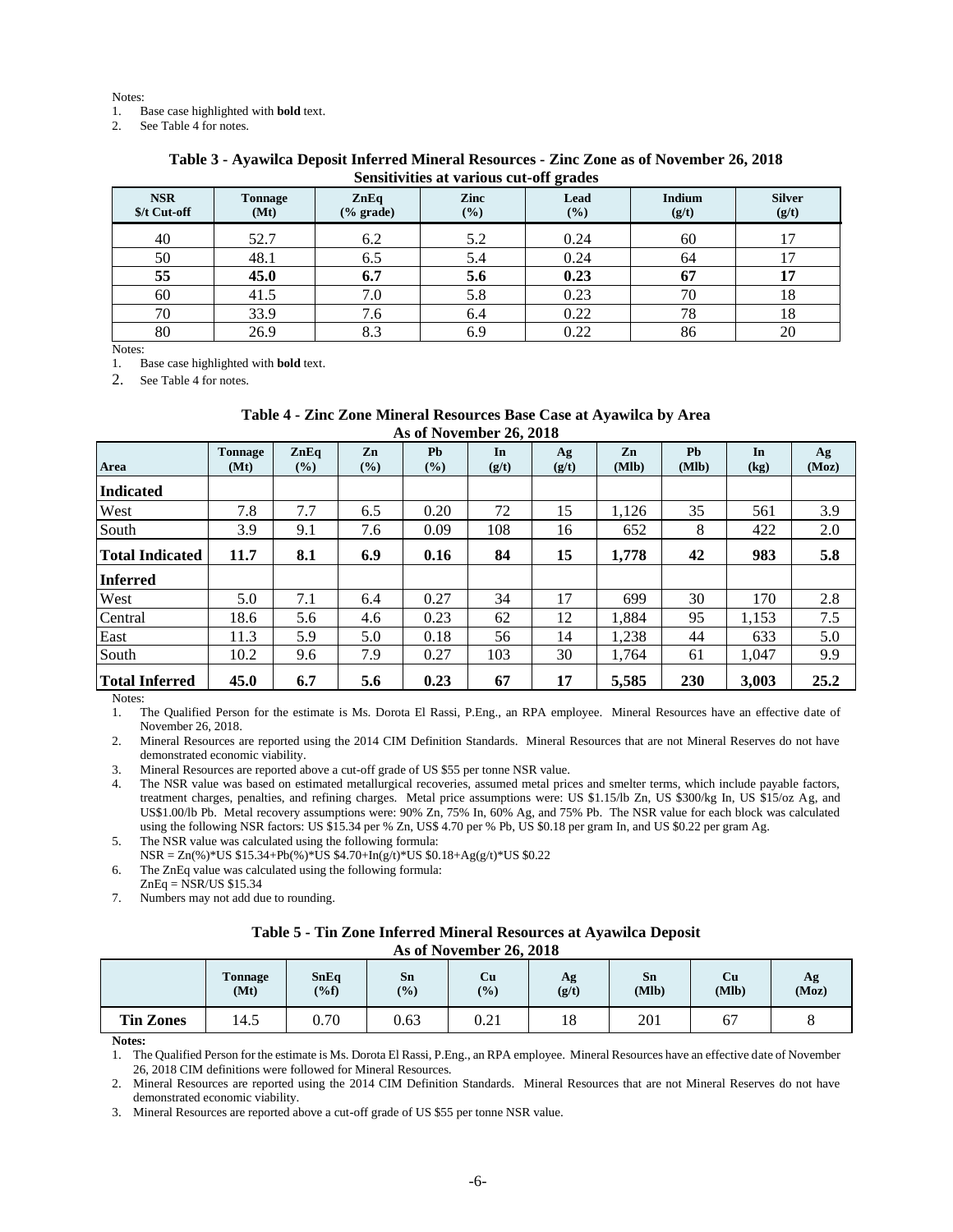Notes:

1. Base case highlighted with **bold** text.
2. See Table 4 for notes.

**Table 3 - Ayawilca Deposit Inferred Mineral Resources - Zinc Zone as of November 26, 2018**
**Sensitivities at various cut-off grades**

| NSR $/t Cut-off | Tonnage (Mt) | ZnEq (% grade) | Zinc (%) | Lead (%) | Indium (g/t) | Silver (g/t) |
|---|---|---|---|---|---|---|
| 40 | 52.7 | 6.2 | 5.2 | 0.24 | 60 | 17 |
| 50 | 48.1 | 6.5 | 5.4 | 0.24 | 64 | 17 |
| **55** | **45.0** | **6.7** | **5.6** | **0.23** | **67** | **17** |
| 60 | 41.5 | 7.0 | 5.8 | 0.23 | 70 | 18 |
| 70 | 33.9 | 7.6 | 6.4 | 0.22 | 78 | 18 |
| 80 | 26.9 | 8.3 | 6.9 | 0.22 | 86 | 20 |

Notes:

1. Base case highlighted with **bold** text.
2. See Table 4 for notes.

**Table 4 - Zinc Zone Mineral Resources Base Case at Ayawilca by Area**
**As of November 26, 2018**

| Area | Tonnage (Mt) | ZnEq (%) | Zn (%) | Pb (%) | In (g/t) | Ag (g/t) | Zn (Mlb) | Pb (Mlb) | In (kg) | Ag (Moz) |
|---|---|---|---|---|---|---|---|---|---|---|
| **Indicated** | | | | | | | | | | |
| West | 7.8 | 7.7 | 6.5 | 0.20 | 72 | 15 | 1,126 | 35 | 561 | 3.9 |
| South | 3.9 | 9.1 | 7.6 | 0.09 | 108 | 16 | 652 | 8 | 422 | 2.0 |
| **Total Indicated** | **11.7** | **8.1** | **6.9** | **0.16** | **84** | **15** | **1,778** | **42** | **983** | **5.8** |
| **Inferred** | | | | | | | | | | |
| West | 5.0 | 7.1 | 6.4 | 0.27 | 34 | 17 | 699 | 30 | 170 | 2.8 |
| Central | 18.6 | 5.6 | 4.6 | 0.23 | 62 | 12 | 1,884 | 95 | 1,153 | 7.5 |
| East | 11.3 | 5.9 | 5.0 | 0.18 | 56 | 14 | 1,238 | 44 | 633 | 5.0 |
| South | 10.2 | 9.6 | 7.9 | 0.27 | 103 | 30 | 1,764 | 61 | 1,047 | 9.9 |
| **Total Inferred** | **45.0** | **6.7** | **5.6** | **0.23** | **67** | **17** | **5,585** | **230** | **3,003** | **25.2** |

Notes:

1. The Qualified Person for the estimate is Ms. Dorota El Rassi, P.Eng., an RPA employee. Mineral Resources have an effective date of November 26, 2018.
2. Mineral Resources are reported using the 2014 CIM Definition Standards. Mineral Resources that are not Mineral Reserves do not have demonstrated economic viability.
3. Mineral Resources are reported above a cut-off grade of US $55 per tonne NSR value.
4. The NSR value was based on estimated metallurgical recoveries, assumed metal prices and smelter terms, which include payable factors, treatment charges, penalties, and refining charges. Metal price assumptions were: US $1.15/lb Zn, US $300/kg In, US $15/oz Ag, and US$1.00/lb Pb. Metal recovery assumptions were: 90% Zn, 75% In, 60% Ag, and 75% Pb. The NSR value for each block was calculated using the following NSR factors: US $15.34 per % Zn, US$ 4.70 per % Pb, US $0.18 per gram In, and US $0.22 per gram Ag.
5. The NSR value was calculated using the following formula:
   NSR = Zn(%)*US $15.34+Pb(%)*US $4.70+In(g/t)*US $0.18+Ag(g/t)*US $0.22
6. The ZnEq value was calculated using the following formula:
   ZnEq = NSR/US $15.34
7. Numbers may not add due to rounding.

**Table 5 - Tin Zone Inferred Mineral Resources at Ayawilca Deposit**
**As of November 26, 2018**

| | Tonnage (Mt) | SnEq (%f) | Sn (%) | Cu (%) | Ag (g/t) | Sn (Mlb) | Cu (Mlb) | Ag (Moz) |
|---|---|---|---|---|---|---|---|---|
| **Tin Zones** | 14.5 | 0.70 | 0.63 | 0.21 | 18 | 201 | 67 | 8 |

**Notes:**

1. The Qualified Person for the estimate is Ms. Dorota El Rassi, P.Eng., an RPA employee. Mineral Resources have an effective date of November 26, 2018 CIM definitions were followed for Mineral Resources.
2. Mineral Resources are reported using the 2014 CIM Definition Standards. Mineral Resources that are not Mineral Reserves do not have demonstrated economic viability.
3. Mineral Resources are reported above a cut-off grade of US $55 per tonne NSR value.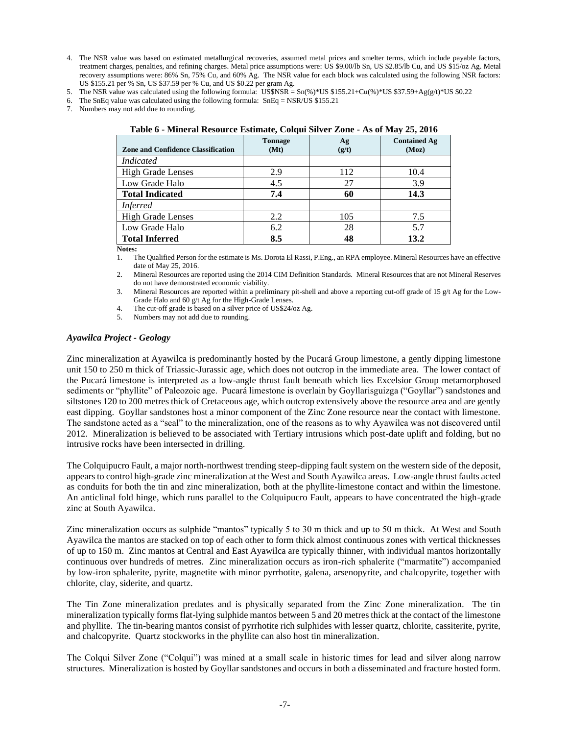4. The NSR value was based on estimated metallurgical recoveries, assumed metal prices and smelter terms, which include payable factors, treatment charges, penalties, and refining charges. Metal price assumptions were: US $9.00/lb Sn, US $2.85/lb Cu, and US $15/oz Ag. Metal recovery assumptions were: 86% Sn, 75% Cu, and 60% Ag. The NSR value for each block was calculated using the following NSR factors: US $155.21 per % Sn, US $37.59 per % Cu, and US $0.22 per gram Ag.
5. The NSR value was calculated using the following formula: US$NSR = Sn(%)*US $155.21+Cu(%)*US $37.59+Ag(g/t)*US $0.22
6. The SnEq value was calculated using the following formula: SnEq = NSR/US $155.21
7. Numbers may not add due to rounding.

**Table 6 - Mineral Resource Estimate, Colqui Silver Zone - As of May 25, 2016**

| Zone and Confidence Classification | Tonnage (Mt) | Ag (g/t) | Contained Ag (Moz) |
|---|---|---|---|
| *Indicated* | | | |
| High Grade Lenses | 2.9 | 112 | 10.4 |
| Low Grade Halo | 4.5 | 27 | 3.9 |
| **Total Indicated** | **7.4** | **60** | **14.3** |
| *Inferred* | | | |
| High Grade Lenses | 2.2 | 105 | 7.5 |
| Low Grade Halo | 6.2 | 28 | 5.7 |
| **Total Inferred** | **8.5** | **48** | **13.2** |

**Notes:**

1. The Qualified Person for the estimate is Ms. Dorota El Rassi, P.Eng., an RPA employee. Mineral Resources have an effective date of May 25, 2016.
2. Mineral Resources are reported using the 2014 CIM Definition Standards. Mineral Resources that are not Mineral Reserves do not have demonstrated economic viability.
3. Mineral Resources are reported within a preliminary pit-shell and above a reporting cut-off grade of 15 g/t Ag for the Low-Grade Halo and 60 g/t Ag for the High-Grade Lenses.
4. The cut-off grade is based on a silver price of US$24/oz Ag.
5. Numbers may not add due to rounding.

### *Ayawilca Project - Geology*

Zinc mineralization at Ayawilca is predominantly hosted by the Pucará Group limestone, a gently dipping limestone unit 150 to 250 m thick of Triassic-Jurassic age, which does not outcrop in the immediate area. The lower contact of the Pucará limestone is interpreted as a low-angle thrust fault beneath which lies Excelsior Group metamorphosed sediments or "phyllite" of Paleozoic age. Pucará limestone is overlain by Goyllarisguizga ("Goyllar") sandstones and siltstones 120 to 200 metres thick of Cretaceous age, which outcrop extensively above the resource area and are gently east dipping. Goyllar sandstones host a minor component of the Zinc Zone resource near the contact with limestone. The sandstone acted as a "seal" to the mineralization, one of the reasons as to why Ayawilca was not discovered until 2012. Mineralization is believed to be associated with Tertiary intrusions which post-date uplift and folding, but no intrusive rocks have been intersected in drilling.

The Colquipucro Fault, a major north-northwest trending steep-dipping fault system on the western side of the deposit, appears to control high-grade zinc mineralization at the West and South Ayawilca areas. Low-angle thrust faults acted as conduits for both the tin and zinc mineralization, both at the phyllite-limestone contact and within the limestone. An anticlinal fold hinge, which runs parallel to the Colquipucro Fault, appears to have concentrated the high-grade zinc at South Ayawilca.

Zinc mineralization occurs as sulphide "mantos" typically 5 to 30 m thick and up to 50 m thick. At West and South Ayawilca the mantos are stacked on top of each other to form thick almost continuous zones with vertical thicknesses of up to 150 m. Zinc mantos at Central and East Ayawilca are typically thinner, with individual mantos horizontally continuous over hundreds of metres. Zinc mineralization occurs as iron-rich sphalerite ("marmatite") accompanied by low-iron sphalerite, pyrite, magnetite with minor pyrrhotite, galena, arsenopyrite, and chalcopyrite, together with chlorite, clay, siderite, and quartz.

The Tin Zone mineralization predates and is physically separated from the Zinc Zone mineralization. The tin mineralization typically forms flat-lying sulphide mantos between 5 and 20 metres thick at the contact of the limestone and phyllite. The tin-bearing mantos consist of pyrrhotite rich sulphides with lesser quartz, chlorite, cassiterite, pyrite, and chalcopyrite. Quartz stockworks in the phyllite can also host tin mineralization.

The Colqui Silver Zone ("Colqui") was mined at a small scale in historic times for lead and silver along narrow structures. Mineralization is hosted by Goyllar sandstones and occurs in both a disseminated and fracture hosted form.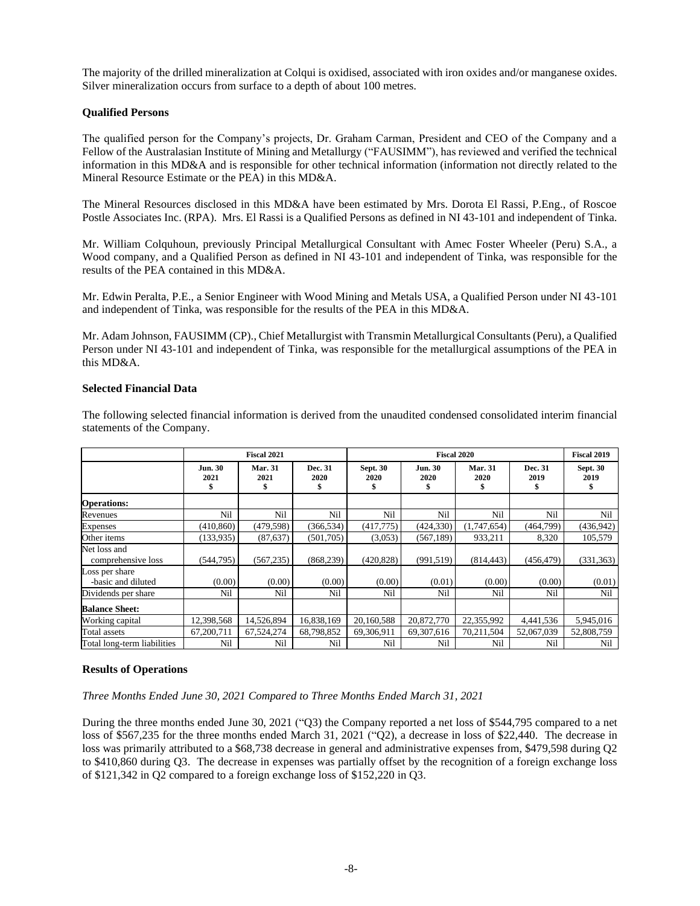The majority of the drilled mineralization at Colqui is oxidised, associated with iron oxides and/or manganese oxides. Silver mineralization occurs from surface to a depth of about 100 metres.

### Qualified Persons

The qualified person for the Company's projects, Dr. Graham Carman, President and CEO of the Company and a Fellow of the Australasian Institute of Mining and Metallurgy ("FAUSIMM"), has reviewed and verified the technical information in this MD&A and is responsible for other technical information (information not directly related to the Mineral Resource Estimate or the PEA) in this MD&A.

The Mineral Resources disclosed in this MD&A have been estimated by Mrs. Dorota El Rassi, P.Eng., of Roscoe Postle Associates Inc. (RPA). Mrs. El Rassi is a Qualified Persons as defined in NI 43-101 and independent of Tinka.

Mr. William Colquhoun, previously Principal Metallurgical Consultant with Amec Foster Wheeler (Peru) S.A., a Wood company, and a Qualified Person as defined in NI 43-101 and independent of Tinka, was responsible for the results of the PEA contained in this MD&A.

Mr. Edwin Peralta, P.E., a Senior Engineer with Wood Mining and Metals USA, a Qualified Person under NI 43-101 and independent of Tinka, was responsible for the results of the PEA in this MD&A.

Mr. Adam Johnson, FAUSIMM (CP)., Chief Metallurgist with Transmin Metallurgical Consultants (Peru), a Qualified Person under NI 43-101 and independent of Tinka, was responsible for the metallurgical assumptions of the PEA in this MD&A.

### Selected Financial Data

The following selected financial information is derived from the unaudited condensed consolidated interim financial statements of the Company.

| | Fiscal 2021 | | | Fiscal 2020 | | | | Fiscal 2019 |
|---|---|---|---|---|---|---|---|---|
| | Jun. 30 2021 $ | Mar. 31 2021 $ | Dec. 31 2020 $ | Sept. 30 2020 $ | Jun. 30 2020 $ | Mar. 31 2020 $ | Dec. 31 2019 $ | Sept. 30 2019 $ |
| **Operations:** | | | | | | | | |
| Revenues | Nil | Nil | Nil | Nil | Nil | Nil | Nil | Nil |
| Expenses | (410,860) | (479,598) | (366,534) | (417,775) | (424,330) | (1,747,654) | (464,799) | (436,942) |
| Other items | (133,935) | (87,637) | (501,705) | (3,053) | (567,189) | 933,211 | 8,320 | 105,579 |
| Net loss and comprehensive loss | (544,795) | (567,235) | (868,239) | (420,828) | (991,519) | (814,443) | (456,479) | (331,363) |
| Loss per share -basic and diluted | (0.00) | (0.00) | (0.00) | (0.00) | (0.01) | (0.00) | (0.00) | (0.01) |
| Dividends per share | Nil | Nil | Nil | Nil | Nil | Nil | Nil | Nil |
| **Balance Sheet:** | | | | | | | | |
| Working capital | 12,398,568 | 14,526,894 | 16,838,169 | 20,160,588 | 20,872,770 | 22,355,992 | 4,441,536 | 5,945,016 |
| Total assets | 67,200,711 | 67,524,274 | 68,798,852 | 69,306,911 | 69,307,616 | 70,211,504 | 52,067,039 | 52,808,759 |
| Total long-term liabilities | Nil | Nil | Nil | Nil | Nil | Nil | Nil | Nil |

### Results of Operations

*Three Months Ended June 30, 2021 Compared to Three Months Ended March 31, 2021*

During the three months ended June 30, 2021 ("Q3) the Company reported a net loss of $544,795 compared to a net loss of $567,235 for the three months ended March 31, 2021 ("Q2), a decrease in loss of $22,440. The decrease in loss was primarily attributed to a $68,738 decrease in general and administrative expenses from, $479,598 during Q2 to $410,860 during Q3. The decrease in expenses was partially offset by the recognition of a foreign exchange loss of $121,342 in Q2 compared to a foreign exchange loss of $152,220 in Q3.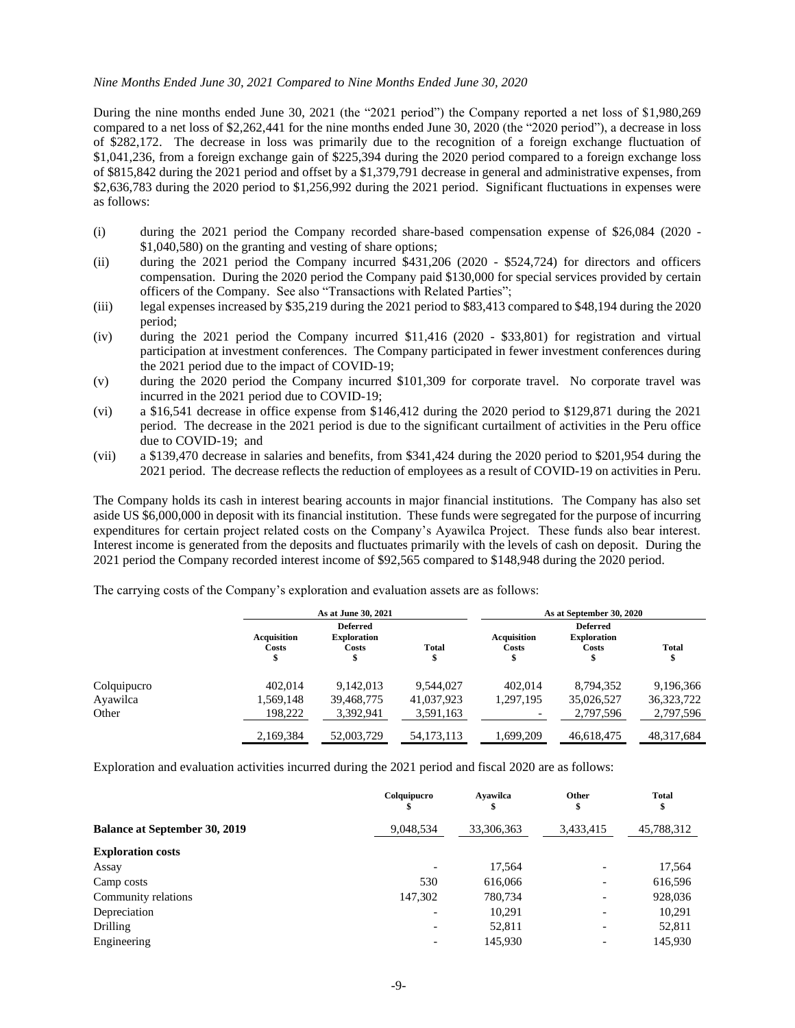*Nine Months Ended June 30, 2021 Compared to Nine Months Ended June 30, 2020*

During the nine months ended June 30, 2021 (the "2021 period") the Company reported a net loss of $1,980,269 compared to a net loss of $2,262,441 for the nine months ended June 30, 2020 (the "2020 period"), a decrease in loss of $282,172. The decrease in loss was primarily due to the recognition of a foreign exchange fluctuation of $1,041,236, from a foreign exchange gain of $225,394 during the 2020 period compared to a foreign exchange loss of $815,842 during the 2021 period and offset by a $1,379,791 decrease in general and administrative expenses, from $2,636,783 during the 2020 period to $1,256,992 during the 2021 period. Significant fluctuations in expenses were as follows:

(i) during the 2021 period the Company recorded share-based compensation expense of $26,084 (2020 - $1,040,580) on the granting and vesting of share options;

(ii) during the 2021 period the Company incurred $431,206 (2020 - $524,724) for directors and officers compensation. During the 2020 period the Company paid $130,000 for special services provided by certain officers of the Company. See also "Transactions with Related Parties";

(iii) legal expenses increased by $35,219 during the 2021 period to $83,413 compared to $48,194 during the 2020 period;

(iv) during the 2021 period the Company incurred $11,416 (2020 - $33,801) for registration and virtual participation at investment conferences. The Company participated in fewer investment conferences during the 2021 period due to the impact of COVID-19;

(v) during the 2020 period the Company incurred $101,309 for corporate travel. No corporate travel was incurred in the 2021 period due to COVID-19;

(vi) a $16,541 decrease in office expense from $146,412 during the 2020 period to $129,871 during the 2021 period. The decrease in the 2021 period is due to the significant curtailment of activities in the Peru office due to COVID-19; and

(vii) a $139,470 decrease in salaries and benefits, from $341,424 during the 2020 period to $201,954 during the 2021 period. The decrease reflects the reduction of employees as a result of COVID-19 on activities in Peru.

The Company holds its cash in interest bearing accounts in major financial institutions. The Company has also set aside US $6,000,000 in deposit with its financial institution. These funds were segregated for the purpose of incurring expenditures for certain project related costs on the Company's Ayawilca Project. These funds also bear interest. Interest income is generated from the deposits and fluctuates primarily with the levels of cash on deposit. During the 2021 period the Company recorded interest income of $92,565 compared to $148,948 during the 2020 period.

The carrying costs of the Company's exploration and evaluation assets are as follows:

| | As at June 30, 2021 | | | As at September 30, 2020 | | |
|---|---|---|---|---|---|---|
| | Acquisition Costs $ | Deferred Exploration Costs $ | Total $ | Acquisition Costs $ | Deferred Exploration Costs $ | Total $ |
| Colquipucro | 402,014 | 9,142,013 | 9,544,027 | 402,014 | 8,794,352 | 9,196,366 |
| Ayawilca | 1,569,148 | 39,468,775 | 41,037,923 | 1,297,195 | 35,026,527 | 36,323,722 |
| Other | 198,222 | 3,392,941 | 3,591,163 | - | 2,797,596 | 2,797,596 |
| | 2,169,384 | 52,003,729 | 54,173,113 | 1,699,209 | 46,618,475 | 48,317,684 |

Exploration and evaluation activities incurred during the 2021 period and fiscal 2020 are as follows:

| | Colquipucro $ | Ayawilca $ | Other $ | Total $ |
|---|---|---|---|---|
| **Balance at September 30, 2019** | 9,048,534 | 33,306,363 | 3,433,415 | 45,788,312 |
| **Exploration costs** | | | | |
| Assay | - | 17,564 | - | 17,564 |
| Camp costs | 530 | 616,066 | - | 616,596 |
| Community relations | 147,302 | 780,734 | - | 928,036 |
| Depreciation | - | 10,291 | - | 10,291 |
| Drilling | - | 52,811 | - | 52,811 |
| Engineering | - | 145,930 | - | 145,930 |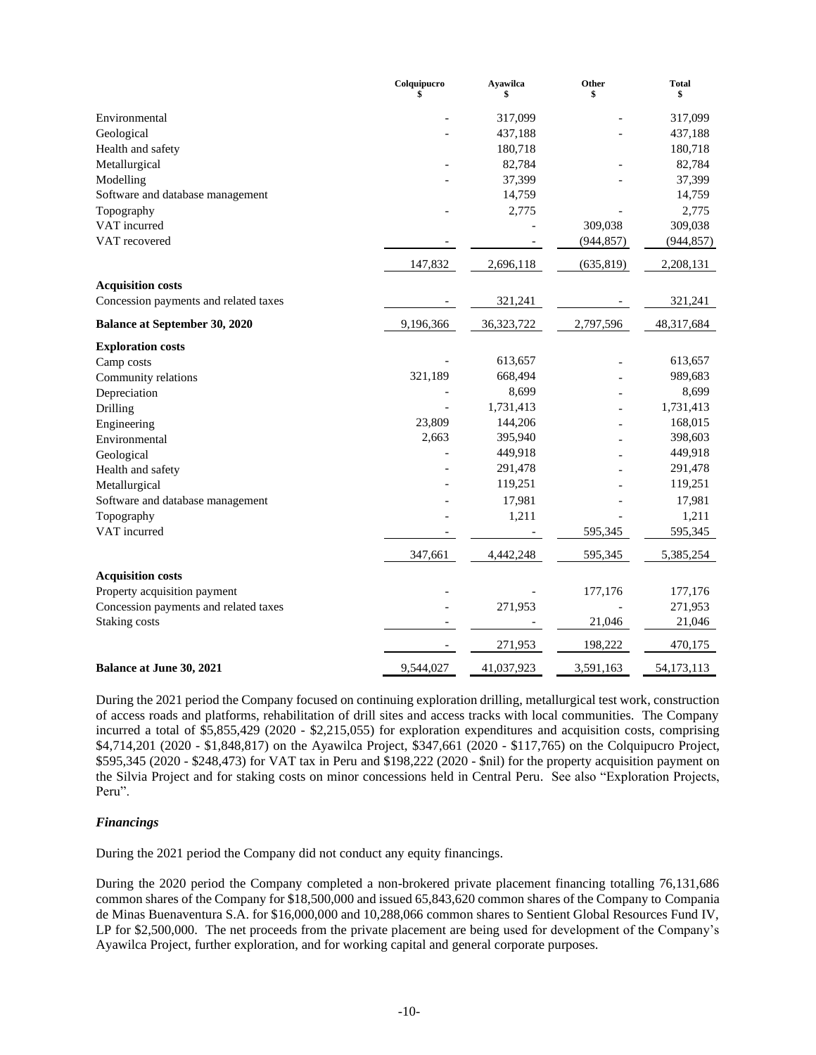| | Colquipucro<br>$ | Ayawilca<br>$ | Other<br>$ | Total<br>$ |
|---|---|---|---|---|
| Environmental | - | 317,099 | - | 317,099 |
| Geological | - | 437,188 | - | 437,188 |
| Health and safety | | 180,718 | | 180,718 |
| Metallurgical | - | 82,784 | - | 82,784 |
| Modelling | - | 37,399 | - | 37,399 |
| Software and database management | | 14,759 | | 14,759 |
| Topography | - | 2,775 | - | 2,775 |
| VAT incurred | | - | 309,038 | 309,038 |
| VAT recovered | - | - | (944,857) | (944,857) |
| | 147,832 | 2,696,118 | (635,819) | 2,208,131 |
| **Acquisition costs** | | | | |
| Concession payments and related taxes | - | 321,241 | - | 321,241 |
| **Balance at September 30, 2020** | 9,196,366 | 36,323,722 | 2,797,596 | 48,317,684 |
| **Exploration costs** | | | | |
| Camp costs | - | 613,657 | - | 613,657 |
| Community relations | 321,189 | 668,494 | - | 989,683 |
| Depreciation | - | 8,699 | - | 8,699 |
| Drilling | - | 1,731,413 | - | 1,731,413 |
| Engineering | 23,809 | 144,206 | - | 168,015 |
| Environmental | 2,663 | 395,940 | - | 398,603 |
| Geological | - | 449,918 | - | 449,918 |
| Health and safety | - | 291,478 | - | 291,478 |
| Metallurgical | - | 119,251 | - | 119,251 |
| Software and database management | - | 17,981 | - | 17,981 |
| Topography | - | 1,211 | - | 1,211 |
| VAT incurred | - | - | 595,345 | 595,345 |
| | 347,661 | 4,442,248 | 595,345 | 5,385,254 |
| **Acquisition costs** | | | | |
| Property acquisition payment | - | - | 177,176 | 177,176 |
| Concession payments and related taxes | - | 271,953 | - | 271,953 |
| Staking costs | - | - | 21,046 | 21,046 |
| | - | 271,953 | 198,222 | 470,175 |
| **Balance at June 30, 2021** | 9,544,027 | 41,037,923 | 3,591,163 | 54,173,113 |

During the 2021 period the Company focused on continuing exploration drilling, metallurgical test work, construction of access roads and platforms, rehabilitation of drill sites and access tracks with local communities. The Company incurred a total of $5,855,429 (2020 - $2,215,055) for exploration expenditures and acquisition costs, comprising $4,714,201 (2020 - $1,848,817) on the Ayawilca Project, $347,661 (2020 - $117,765) on the Colquipucro Project, $595,345 (2020 - $248,473) for VAT tax in Peru and $198,222 (2020 - $nil) for the property acquisition payment on the Silvia Project and for staking costs on minor concessions held in Central Peru. See also "Exploration Projects, Peru".

### *Financings*

During the 2021 period the Company did not conduct any equity financings.

During the 2020 period the Company completed a non-brokered private placement financing totalling 76,131,686 common shares of the Company for $18,500,000 and issued 65,843,620 common shares of the Company to Compania de Minas Buenaventura S.A. for $16,000,000 and 10,288,066 common shares to Sentient Global Resources Fund IV, LP for $2,500,000. The net proceeds from the private placement are being used for development of the Company's Ayawilca Project, further exploration, and for working capital and general corporate purposes.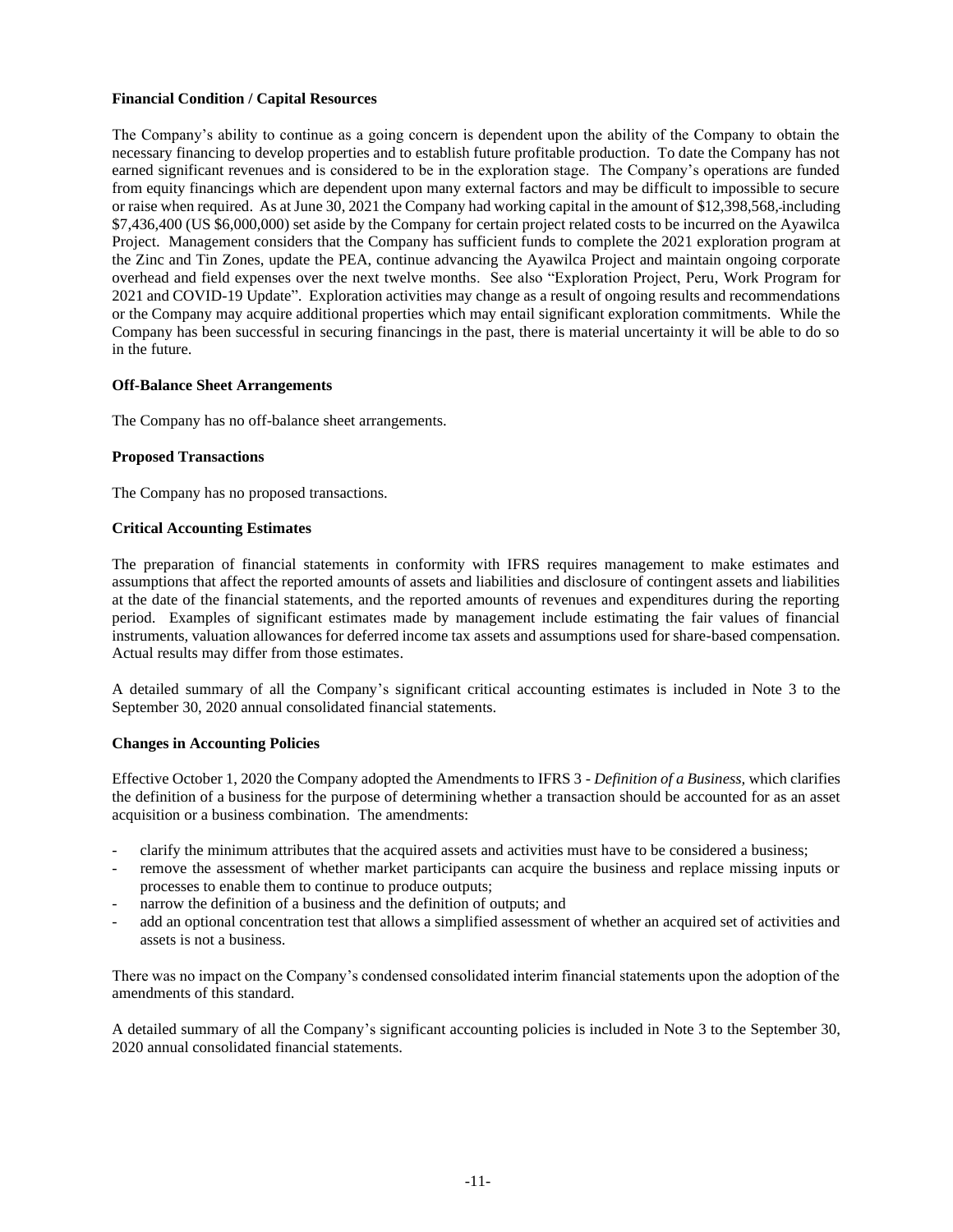**Financial Condition / Capital Resources**

The Company's ability to continue as a going concern is dependent upon the ability of the Company to obtain the necessary financing to develop properties and to establish future profitable production. To date the Company has not earned significant revenues and is considered to be in the exploration stage. The Company's operations are funded from equity financings which are dependent upon many external factors and may be difficult to impossible to secure or raise when required. As at June 30, 2021 the Company had working capital in the amount of $12,398,568, including $7,436,400 (US $6,000,000) set aside by the Company for certain project related costs to be incurred on the Ayawilca Project. Management considers that the Company has sufficient funds to complete the 2021 exploration program at the Zinc and Tin Zones, update the PEA, continue advancing the Ayawilca Project and maintain ongoing corporate overhead and field expenses over the next twelve months. See also "Exploration Project, Peru, Work Program for 2021 and COVID-19 Update". Exploration activities may change as a result of ongoing results and recommendations or the Company may acquire additional properties which may entail significant exploration commitments. While the Company has been successful in securing financings in the past, there is material uncertainty it will be able to do so in the future.

**Off-Balance Sheet Arrangements**

The Company has no off-balance sheet arrangements.

**Proposed Transactions**

The Company has no proposed transactions.

**Critical Accounting Estimates**

The preparation of financial statements in conformity with IFRS requires management to make estimates and assumptions that affect the reported amounts of assets and liabilities and disclosure of contingent assets and liabilities at the date of the financial statements, and the reported amounts of revenues and expenditures during the reporting period. Examples of significant estimates made by management include estimating the fair values of financial instruments, valuation allowances for deferred income tax assets and assumptions used for share-based compensation. Actual results may differ from those estimates.

A detailed summary of all the Company's significant critical accounting estimates is included in Note 3 to the September 30, 2020 annual consolidated financial statements.

**Changes in Accounting Policies**

Effective October 1, 2020 the Company adopted the Amendments to IFRS 3 - *Definition of a Business,* which clarifies the definition of a business for the purpose of determining whether a transaction should be accounted for as an asset acquisition or a business combination. The amendments:

- clarify the minimum attributes that the acquired assets and activities must have to be considered a business;
- remove the assessment of whether market participants can acquire the business and replace missing inputs or processes to enable them to continue to produce outputs;
- narrow the definition of a business and the definition of outputs; and
- add an optional concentration test that allows a simplified assessment of whether an acquired set of activities and assets is not a business.

There was no impact on the Company's condensed consolidated interim financial statements upon the adoption of the amendments of this standard.

A detailed summary of all the Company's significant accounting policies is included in Note 3 to the September 30, 2020 annual consolidated financial statements.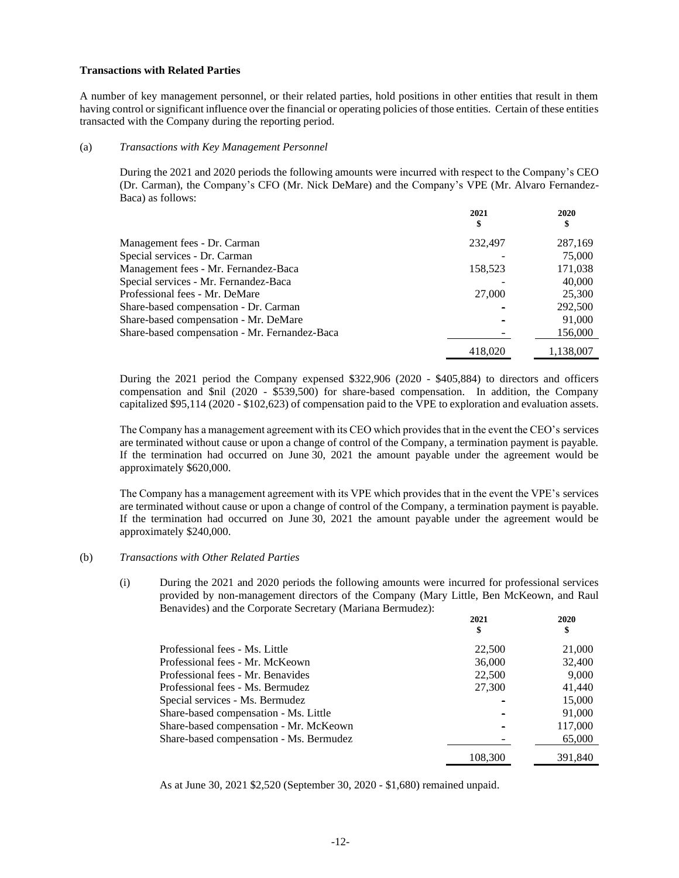**Transactions with Related Parties**

A number of key management personnel, or their related parties, hold positions in other entities that result in them having control or significant influence over the financial or operating policies of those entities. Certain of these entities transacted with the Company during the reporting period.

(a) *Transactions with Key Management Personnel*

During the 2021 and 2020 periods the following amounts were incurred with respect to the Company's CEO (Dr. Carman), the Company's CFO (Mr. Nick DeMare) and the Company's VPE (Mr. Alvaro Fernandez-Baca) as follows:

| | 2021<br>$ | 2020<br>$ |
|---|---|---|
| Management fees - Dr. Carman | 232,497 | 287,169 |
| Special services - Dr. Carman | - | 75,000 |
| Management fees - Mr. Fernandez-Baca | 158,523 | 171,038 |
| Special services - Mr. Fernandez-Baca | - | 40,000 |
| Professional fees - Mr. DeMare | 27,000 | 25,300 |
| Share-based compensation - Dr. Carman | - | 292,500 |
| Share-based compensation - Mr. DeMare | - | 91,000 |
| Share-based compensation - Mr. Fernandez-Baca | - | 156,000 |
| | 418,020 | 1,138,007 |

During the 2021 period the Company expensed $322,906 (2020 - $405,884) to directors and officers compensation and $nil (2020 - $539,500) for share-based compensation. In addition, the Company capitalized $95,114 (2020 - $102,623) of compensation paid to the VPE to exploration and evaluation assets.

The Company has a management agreement with its CEO which provides that in the event the CEO's services are terminated without cause or upon a change of control of the Company, a termination payment is payable. If the termination had occurred on June 30, 2021 the amount payable under the agreement would be approximately $620,000.

The Company has a management agreement with its VPE which provides that in the event the VPE's services are terminated without cause or upon a change of control of the Company, a termination payment is payable. If the termination had occurred on June 30, 2021 the amount payable under the agreement would be approximately $240,000.

(b) *Transactions with Other Related Parties*

(i) During the 2021 and 2020 periods the following amounts were incurred for professional services provided by non-management directors of the Company (Mary Little, Ben McKeown, and Raul Benavides) and the Corporate Secretary (Mariana Bermudez):

| | 2021<br>$ | 2020<br>$ |
|---|---|---|
| Professional fees - Ms. Little | 22,500 | 21,000 |
| Professional fees - Mr. McKeown | 36,000 | 32,400 |
| Professional fees - Mr. Benavides | 22,500 | 9,000 |
| Professional fees - Ms. Bermudez | 27,300 | 41,440 |
| Special services - Ms. Bermudez | - | 15,000 |
| Share-based compensation - Ms. Little | - | 91,000 |
| Share-based compensation - Mr. McKeown | - | 117,000 |
| Share-based compensation - Ms. Bermudez | - | 65,000 |
| | 108,300 | 391,840 |

As at June 30, 2021 $2,520 (September 30, 2020 - $1,680) remained unpaid.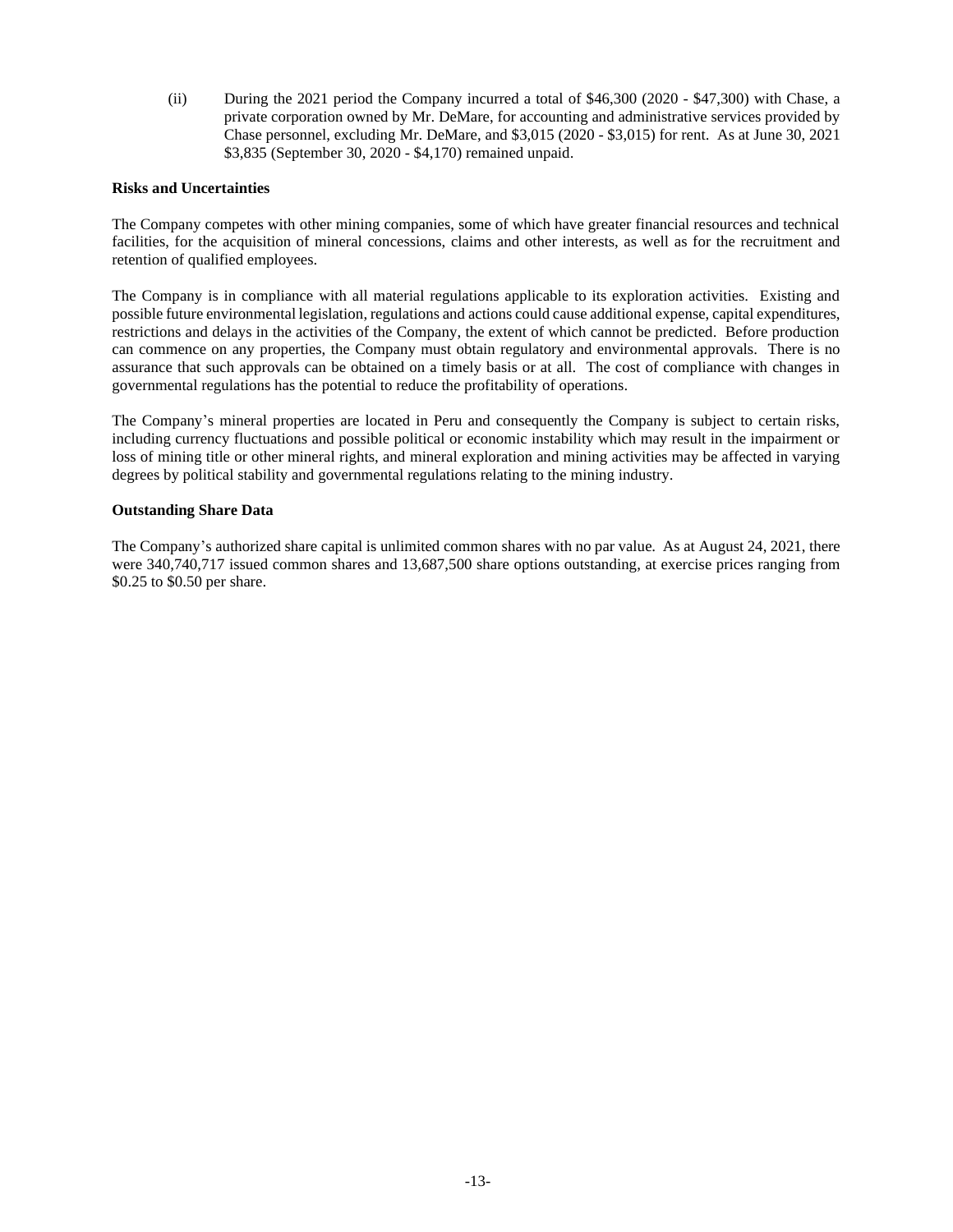(ii) During the 2021 period the Company incurred a total of $46,300 (2020 - $47,300) with Chase, a private corporation owned by Mr. DeMare, for accounting and administrative services provided by Chase personnel, excluding Mr. DeMare, and $3,015 (2020 - $3,015) for rent. As at June 30, 2021 $3,835 (September 30, 2020 - $4,170) remained unpaid.

**Risks and Uncertainties**

The Company competes with other mining companies, some of which have greater financial resources and technical facilities, for the acquisition of mineral concessions, claims and other interests, as well as for the recruitment and retention of qualified employees.

The Company is in compliance with all material regulations applicable to its exploration activities. Existing and possible future environmental legislation, regulations and actions could cause additional expense, capital expenditures, restrictions and delays in the activities of the Company, the extent of which cannot be predicted. Before production can commence on any properties, the Company must obtain regulatory and environmental approvals. There is no assurance that such approvals can be obtained on a timely basis or at all. The cost of compliance with changes in governmental regulations has the potential to reduce the profitability of operations.

The Company's mineral properties are located in Peru and consequently the Company is subject to certain risks, including currency fluctuations and possible political or economic instability which may result in the impairment or loss of mining title or other mineral rights, and mineral exploration and mining activities may be affected in varying degrees by political stability and governmental regulations relating to the mining industry.

**Outstanding Share Data**

The Company's authorized share capital is unlimited common shares with no par value. As at August 24, 2021, there were 340,740,717 issued common shares and 13,687,500 share options outstanding, at exercise prices ranging from $0.25 to $0.50 per share.